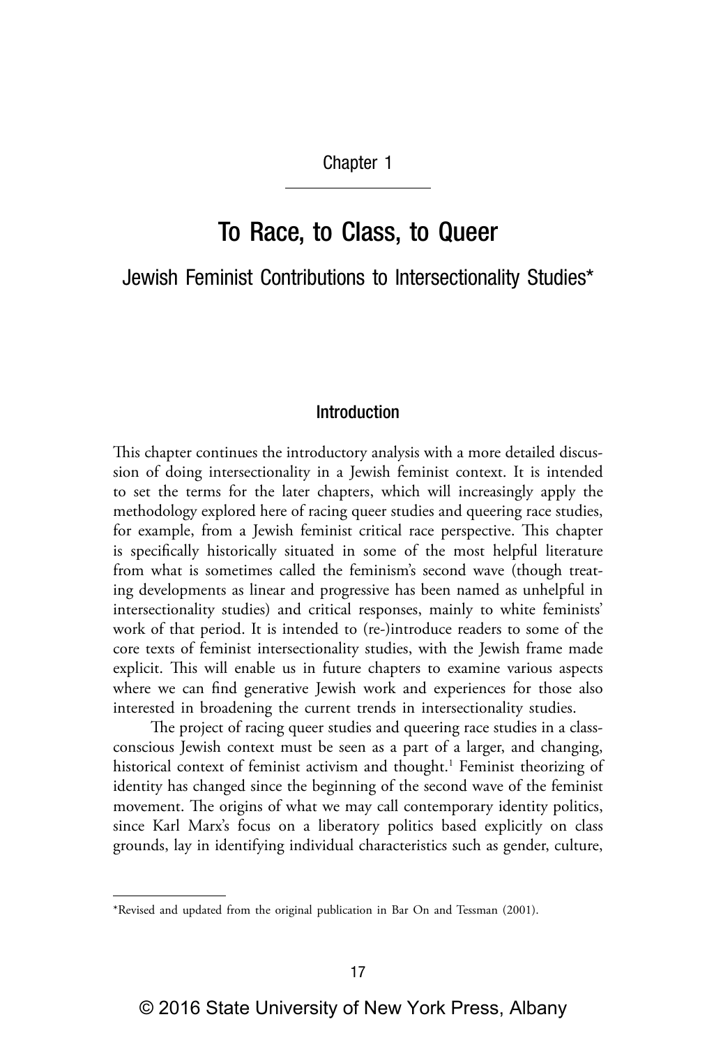Chapter 1

# To Race, to Class, to Queer

## Jewish Feminist Contributions to Intersectionality Studies*

### Introduction

This chapter continues the introductory analysis with a more detailed discussion of doing intersectionality in a Jewish feminist context. It is intended to set the terms for the later chapters, which will increasingly apply the methodology explored here of racing queer studies and queering race studies, for example, from a Jewish feminist critical race perspective. This chapter is specifically historically situated in some of the most helpful literature from what is sometimes called the feminism's second wave (though treating developments as linear and progressive has been named as unhelpful in intersectionality studies) and critical responses, mainly to white feminists' work of that period. It is intended to (re-)introduce readers to some of the core texts of feminist intersectionality studies, with the Jewish frame made explicit. This will enable us in future chapters to examine various aspects where we can find generative Jewish work and experiences for those also interested in broadening the current trends in intersectionality studies.

The project of racing queer studies and queering race studies in a class-conscious Jewish context must be seen as a part of a larger, and changing, historical context of feminist activism and thought.[1] Feminist theorizing of identity has changed since the beginning of the second wave of the feminist movement. The origins of what we may call contemporary identity politics, since Karl Marx's focus on a liberatory politics based explicitly on class grounds, lay in identifying individual characteristics such as gender, culture,

---

*Revised and updated from the original publication in Bar On and Tessman (2001).

© 2016 State University of New York Press, Albany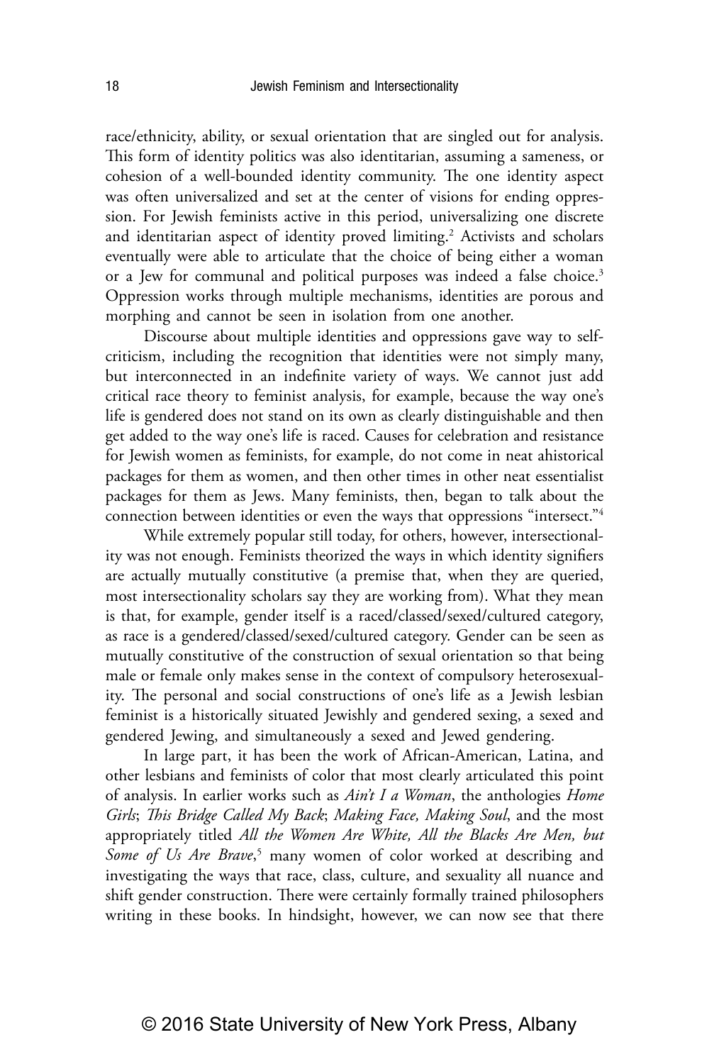race/ethnicity, ability, or sexual orientation that are singled out for analysis. This form of identity politics was also identitarian, assuming a sameness, or cohesion of a well-bounded identity community. The one identity aspect was often universalized and set at the center of visions for ending oppression. For Jewish feminists active in this period, universalizing one discrete and identitarian aspect of identity proved limiting.[2] Activists and scholars eventually were able to articulate that the choice of being either a woman or a Jew for communal and political purposes was indeed a false choice.[3] Oppression works through multiple mechanisms, identities are porous and morphing and cannot be seen in isolation from one another.

Discourse about multiple identities and oppressions gave way to self-criticism, including the recognition that identities were not simply many, but interconnected in an indefinite variety of ways. We cannot just add critical race theory to feminist analysis, for example, because the way one's life is gendered does not stand on its own as clearly distinguishable and then get added to the way one's life is raced. Causes for celebration and resistance for Jewish women as feminists, for example, do not come in neat ahistorical packages for them as women, and then other times in other neat essentialist packages for them as Jews. Many feminists, then, began to talk about the connection between identities or even the ways that oppressions "intersect."[4]

While extremely popular still today, for others, however, intersectionality was not enough. Feminists theorized the ways in which identity signifiers are actually mutually constitutive (a premise that, when they are queried, most intersectionality scholars say they are working from). What they mean is that, for example, gender itself is a raced/classed/sexed/cultured category, as race is a gendered/classed/sexed/cultured category. Gender can be seen as mutually constitutive of the construction of sexual orientation so that being male or female only makes sense in the context of compulsory heterosexuality. The personal and social constructions of one's life as a Jewish lesbian feminist is a historically situated Jewishly and gendered sexing, a sexed and gendered Jewing, and simultaneously a sexed and Jewed gendering.

In large part, it has been the work of African-American, Latina, and other lesbians and feminists of color that most clearly articulated this point of analysis. In earlier works such as *Ain't I a Woman*, the anthologies *Home Girls*; *This Bridge Called My Back*; *Making Face, Making Soul*, and the most appropriately titled *All the Women Are White, All the Blacks Are Men, but Some of Us Are Brave*,[5] many women of color worked at describing and investigating the ways that race, class, culture, and sexuality all nuance and shift gender construction. There were certainly formally trained philosophers writing in these books. In hindsight, however, we can now see that there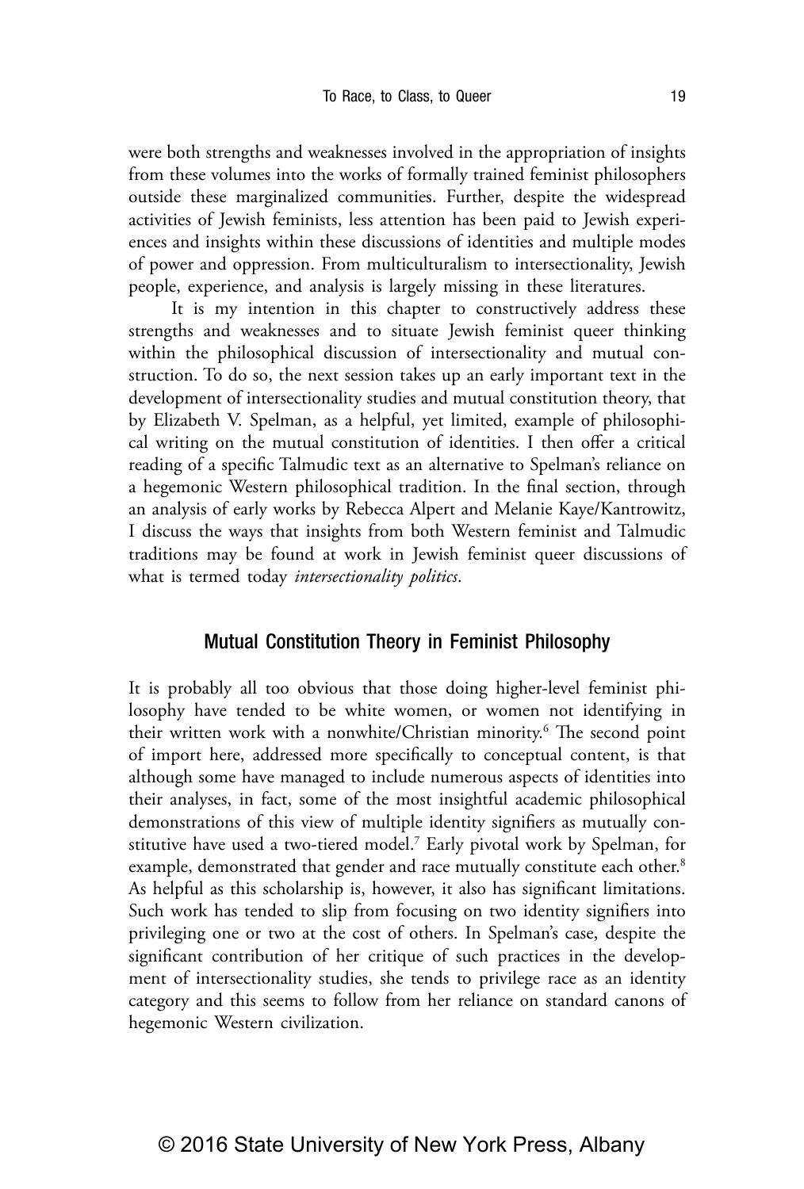were both strengths and weaknesses involved in the appropriation of insights from these volumes into the works of formally trained feminist philosophers outside these marginalized communities. Further, despite the widespread activities of Jewish feminists, less attention has been paid to Jewish experiences and insights within these discussions of identities and multiple modes of power and oppression. From multiculturalism to intersectionality, Jewish people, experience, and analysis is largely missing in these literatures.

It is my intention in this chapter to constructively address these strengths and weaknesses and to situate Jewish feminist queer thinking within the philosophical discussion of intersectionality and mutual construction. To do so, the next session takes up an early important text in the development of intersectionality studies and mutual constitution theory, that by Elizabeth V. Spelman, as a helpful, yet limited, example of philosophical writing on the mutual constitution of identities. I then offer a critical reading of a specific Talmudic text as an alternative to Spelman's reliance on a hegemonic Western philosophical tradition. In the final section, through an analysis of early works by Rebecca Alpert and Melanie Kaye/Kantrowitz, I discuss the ways that insights from both Western feminist and Talmudic traditions may be found at work in Jewish feminist queer discussions of what is termed today *intersectionality politics*.

## Mutual Constitution Theory in Feminist Philosophy

It is probably all too obvious that those doing higher-level feminist philosophy have tended to be white women, or women not identifying in their written work with a nonwhite/Christian minority.[6] The second point of import here, addressed more specifically to conceptual content, is that although some have managed to include numerous aspects of identities into their analyses, in fact, some of the most insightful academic philosophical demonstrations of this view of multiple identity signifiers as mutually constitutive have used a two-tiered model.[7] Early pivotal work by Spelman, for example, demonstrated that gender and race mutually constitute each other.[8] As helpful as this scholarship is, however, it also has significant limitations. Such work has tended to slip from focusing on two identity signifiers into privileging one or two at the cost of others. In Spelman's case, despite the significant contribution of her critique of such practices in the development of intersectionality studies, she tends to privilege race as an identity category and this seems to follow from her reliance on standard canons of hegemonic Western civilization.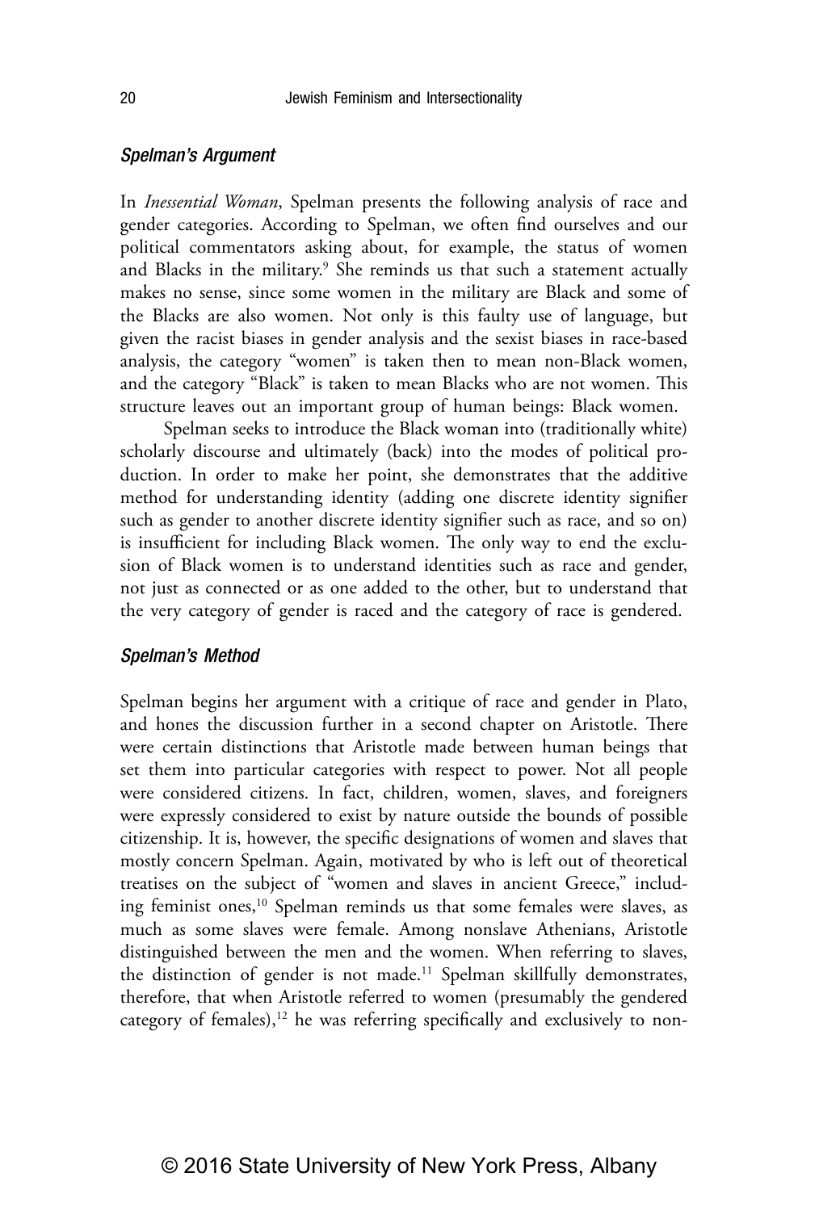### *Spelman's Argument*

In *Inessential Woman*, Spelman presents the following analysis of race and gender categories. According to Spelman, we often find ourselves and our political commentators asking about, for example, the status of women and Blacks in the military.[9] She reminds us that such a statement actually makes no sense, since some women in the military are Black and some of the Blacks are also women. Not only is this faulty use of language, but given the racist biases in gender analysis and the sexist biases in race-based analysis, the category "women" is taken then to mean non-Black women, and the category "Black" is taken to mean Blacks who are not women. This structure leaves out an important group of human beings: Black women.

Spelman seeks to introduce the Black woman into (traditionally white) scholarly discourse and ultimately (back) into the modes of political production. In order to make her point, she demonstrates that the additive method for understanding identity (adding one discrete identity signifier such as gender to another discrete identity signifier such as race, and so on) is insufficient for including Black women. The only way to end the exclusion of Black women is to understand identities such as race and gender, not just as connected or as one added to the other, but to understand that the very category of gender is raced and the category of race is gendered.

### *Spelman's Method*

Spelman begins her argument with a critique of race and gender in Plato, and hones the discussion further in a second chapter on Aristotle. There were certain distinctions that Aristotle made between human beings that set them into particular categories with respect to power. Not all people were considered citizens. In fact, children, women, slaves, and foreigners were expressly considered to exist by nature outside the bounds of possible citizenship. It is, however, the specific designations of women and slaves that mostly concern Spelman. Again, motivated by who is left out of theoretical treatises on the subject of "women and slaves in ancient Greece," including feminist ones,[10] Spelman reminds us that some females were slaves, as much as some slaves were female. Among nonslave Athenians, Aristotle distinguished between the men and the women. When referring to slaves, the distinction of gender is not made.[11] Spelman skillfully demonstrates, therefore, that when Aristotle referred to women (presumably the gendered category of females),[12] he was referring specifically and exclusively to non-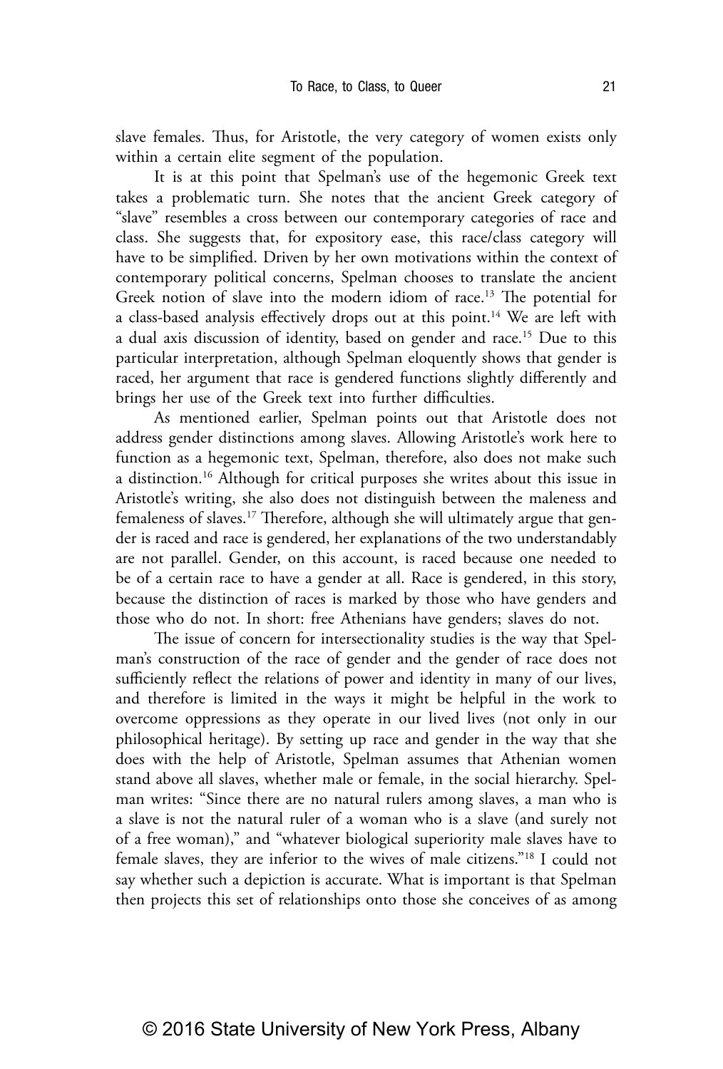slave females. Thus, for Aristotle, the very category of women exists only within a certain elite segment of the population.

It is at this point that Spelman's use of the hegemonic Greek text takes a problematic turn. She notes that the ancient Greek category of "slave" resembles a cross between our contemporary categories of race and class. She suggests that, for expository ease, this race/class category will have to be simplified. Driven by her own motivations within the context of contemporary political concerns, Spelman chooses to translate the ancient Greek notion of slave into the modern idiom of race.[13] The potential for a class-based analysis effectively drops out at this point.[14] We are left with a dual axis discussion of identity, based on gender and race.[15] Due to this particular interpretation, although Spelman eloquently shows that gender is raced, her argument that race is gendered functions slightly differently and brings her use of the Greek text into further difficulties.

As mentioned earlier, Spelman points out that Aristotle does not address gender distinctions among slaves. Allowing Aristotle's work here to function as a hegemonic text, Spelman, therefore, also does not make such a distinction.[16] Although for critical purposes she writes about this issue in Aristotle's writing, she also does not distinguish between the maleness and femaleness of slaves.[17] Therefore, although she will ultimately argue that gender is raced and race is gendered, her explanations of the two understandably are not parallel. Gender, on this account, is raced because one needed to be of a certain race to have a gender at all. Race is gendered, in this story, because the distinction of races is marked by those who have genders and those who do not. In short: free Athenians have genders; slaves do not.

The issue of concern for intersectionality studies is the way that Spelman's construction of the race of gender and the gender of race does not sufficiently reflect the relations of power and identity in many of our lives, and therefore is limited in the ways it might be helpful in the work to overcome oppressions as they operate in our lived lives (not only in our philosophical heritage). By setting up race and gender in the way that she does with the help of Aristotle, Spelman assumes that Athenian women stand above all slaves, whether male or female, in the social hierarchy. Spelman writes: "Since there are no natural rulers among slaves, a man who is a slave is not the natural ruler of a woman who is a slave (and surely not of a free woman)," and "whatever biological superiority male slaves have to female slaves, they are inferior to the wives of male citizens."[18] I could not say whether such a depiction is accurate. What is important is that Spelman then projects this set of relationships onto those she conceives of as among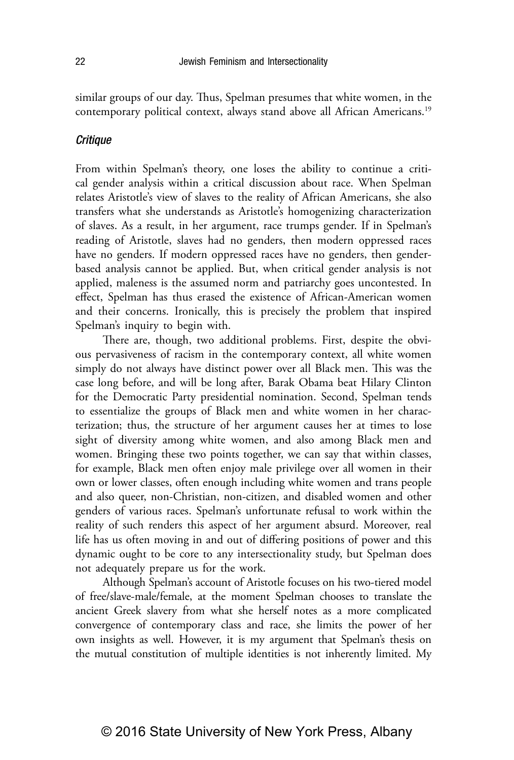similar groups of our day. Thus, Spelman presumes that white women, in the contemporary political context, always stand above all African Americans.[19]

### *Critique*

From within Spelman's theory, one loses the ability to continue a critical gender analysis within a critical discussion about race. When Spelman relates Aristotle's view of slaves to the reality of African Americans, she also transfers what she understands as Aristotle's homogenizing characterization of slaves. As a result, in her argument, race trumps gender. If in Spelman's reading of Aristotle, slaves had no genders, then modern oppressed races have no genders. If modern oppressed races have no genders, then gender-based analysis cannot be applied. But, when critical gender analysis is not applied, maleness is the assumed norm and patriarchy goes uncontested. In effect, Spelman has thus erased the existence of African-American women and their concerns. Ironically, this is precisely the problem that inspired Spelman's inquiry to begin with.

There are, though, two additional problems. First, despite the obvious pervasiveness of racism in the contemporary context, all white women simply do not always have distinct power over all Black men. This was the case long before, and will be long after, Barak Obama beat Hilary Clinton for the Democratic Party presidential nomination. Second, Spelman tends to essentialize the groups of Black men and white women in her characterization; thus, the structure of her argument causes her at times to lose sight of diversity among white women, and also among Black men and women. Bringing these two points together, we can say that within classes, for example, Black men often enjoy male privilege over all women in their own or lower classes, often enough including white women and trans people and also queer, non-Christian, non-citizen, and disabled women and other genders of various races. Spelman's unfortunate refusal to work within the reality of such renders this aspect of her argument absurd. Moreover, real life has us often moving in and out of differing positions of power and this dynamic ought to be core to any intersectionality study, but Spelman does not adequately prepare us for the work.

Although Spelman's account of Aristotle focuses on his two-tiered model of free/slave-male/female, at the moment Spelman chooses to translate the ancient Greek slavery from what she herself notes as a more complicated convergence of contemporary class and race, she limits the power of her own insights as well. However, it is my argument that Spelman's thesis on the mutual constitution of multiple identities is not inherently limited. My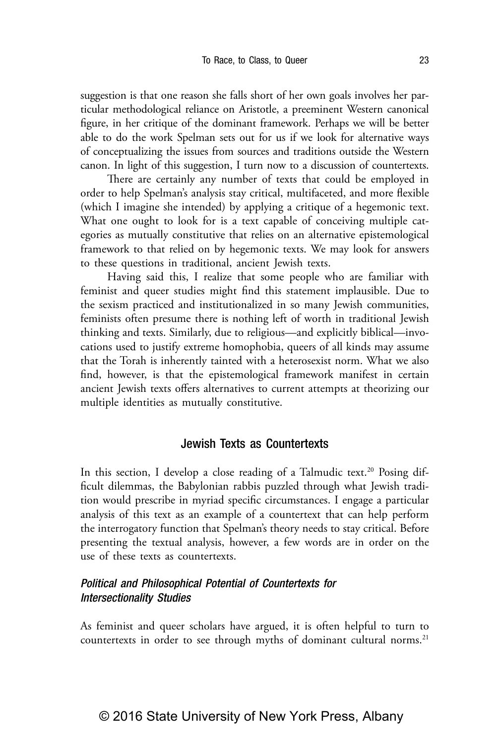suggestion is that one reason she falls short of her own goals involves her particular methodological reliance on Aristotle, a preeminent Western canonical figure, in her critique of the dominant framework. Perhaps we will be better able to do the work Spelman sets out for us if we look for alternative ways of conceptualizing the issues from sources and traditions outside the Western canon. In light of this suggestion, I turn now to a discussion of countertexts.

There are certainly any number of texts that could be employed in order to help Spelman's analysis stay critical, multifaceted, and more flexible (which I imagine she intended) by applying a critique of a hegemonic text. What one ought to look for is a text capable of conceiving multiple categories as mutually constitutive that relies on an alternative epistemological framework to that relied on by hegemonic texts. We may look for answers to these questions in traditional, ancient Jewish texts.

Having said this, I realize that some people who are familiar with feminist and queer studies might find this statement implausible. Due to the sexism practiced and institutionalized in so many Jewish communities, feminists often presume there is nothing left of worth in traditional Jewish thinking and texts. Similarly, due to religious—and explicitly biblical—invocations used to justify extreme homophobia, queers of all kinds may assume that the Torah is inherently tainted with a heterosexist norm. What we also find, however, is that the epistemological framework manifest in certain ancient Jewish texts offers alternatives to current attempts at theorizing our multiple identities as mutually constitutive.

## Jewish Texts as Countertexts

In this section, I develop a close reading of a Talmudic text.[20] Posing difficult dilemmas, the Babylonian rabbis puzzled through what Jewish tradition would prescribe in myriad specific circumstances. I engage a particular analysis of this text as an example of a countertext that can help perform the interrogatory function that Spelman's theory needs to stay critical. Before presenting the textual analysis, however, a few words are in order on the use of these texts as countertexts.

### *Political and Philosophical Potential of Countertexts for Intersectionality Studies*

As feminist and queer scholars have argued, it is often helpful to turn to countertexts in order to see through myths of dominant cultural norms.[21]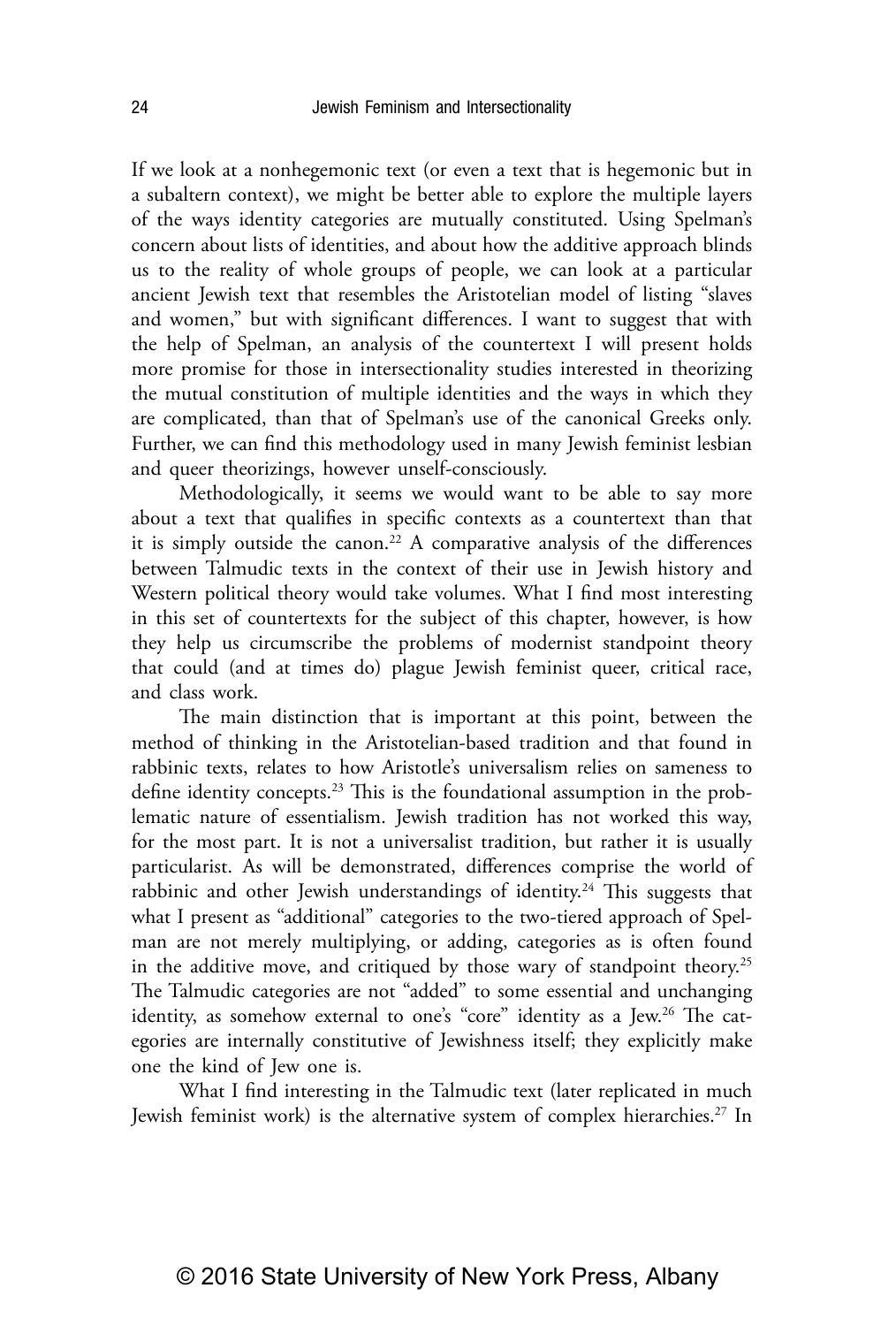If we look at a nonhegemonic text (or even a text that is hegemonic but in a subaltern context), we might be better able to explore the multiple layers of the ways identity categories are mutually constituted. Using Spelman's concern about lists of identities, and about how the additive approach blinds us to the reality of whole groups of people, we can look at a particular ancient Jewish text that resembles the Aristotelian model of listing "slaves and women," but with significant differences. I want to suggest that with the help of Spelman, an analysis of the countertext I will present holds more promise for those in intersectionality studies interested in theorizing the mutual constitution of multiple identities and the ways in which they are complicated, than that of Spelman's use of the canonical Greeks only. Further, we can find this methodology used in many Jewish feminist lesbian and queer theorizings, however unself-consciously.

Methodologically, it seems we would want to be able to say more about a text that qualifies in specific contexts as a countertext than that it is simply outside the canon.[22] A comparative analysis of the differences between Talmudic texts in the context of their use in Jewish history and Western political theory would take volumes. What I find most interesting in this set of countertexts for the subject of this chapter, however, is how they help us circumscribe the problems of modernist standpoint theory that could (and at times do) plague Jewish feminist queer, critical race, and class work.

The main distinction that is important at this point, between the method of thinking in the Aristotelian-based tradition and that found in rabbinic texts, relates to how Aristotle's universalism relies on sameness to define identity concepts.[23] This is the foundational assumption in the problematic nature of essentialism. Jewish tradition has not worked this way, for the most part. It is not a universalist tradition, but rather it is usually particularist. As will be demonstrated, differences comprise the world of rabbinic and other Jewish understandings of identity.[24] This suggests that what I present as "additional" categories to the two-tiered approach of Spelman are not merely multiplying, or adding, categories as is often found in the additive move, and critiqued by those wary of standpoint theory.[25] The Talmudic categories are not "added" to some essential and unchanging identity, as somehow external to one's "core" identity as a Jew.[26] The categories are internally constitutive of Jewishness itself; they explicitly make one the kind of Jew one is.

What I find interesting in the Talmudic text (later replicated in much Jewish feminist work) is the alternative system of complex hierarchies.[27] In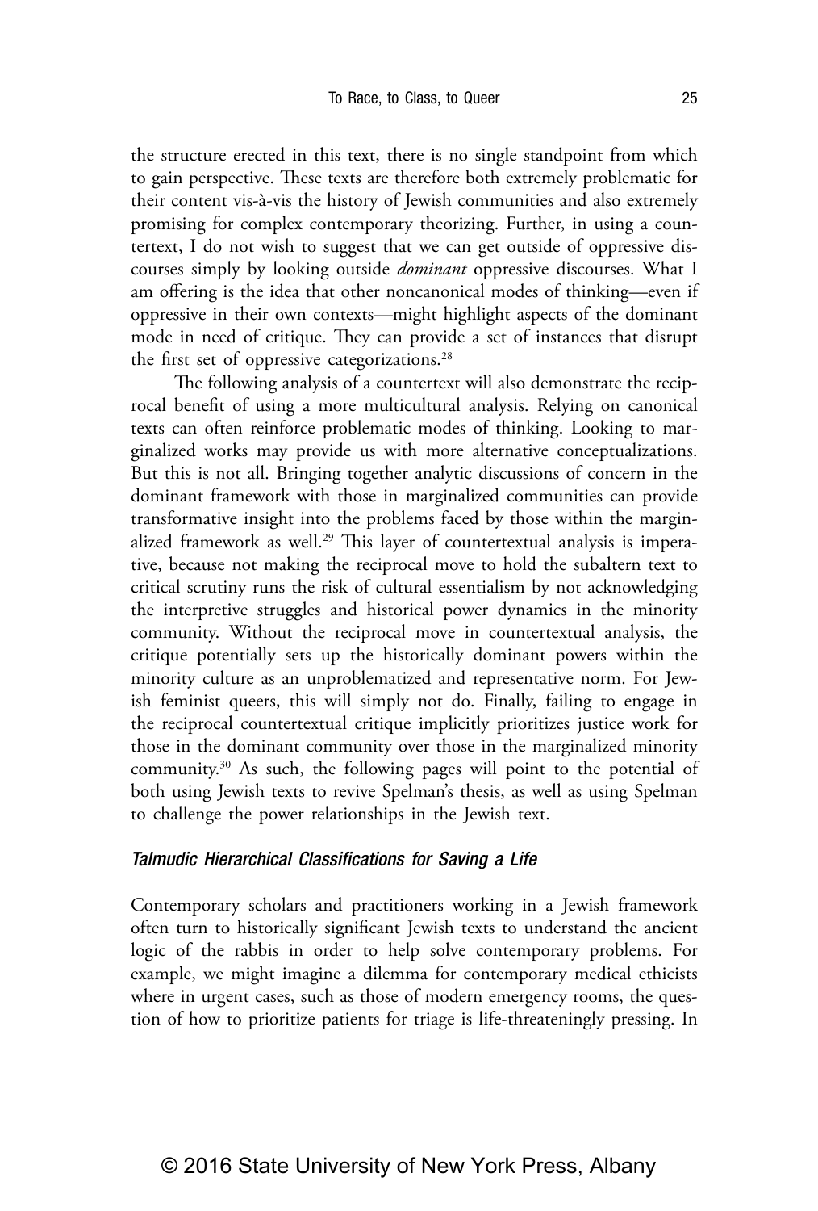the structure erected in this text, there is no single standpoint from which to gain perspective. These texts are therefore both extremely problematic for their content vis-à-vis the history of Jewish communities and also extremely promising for complex contemporary theorizing. Further, in using a countertext, I do not wish to suggest that we can get outside of oppressive discourses simply by looking outside *dominant* oppressive discourses. What I am offering is the idea that other noncanonical modes of thinking—even if oppressive in their own contexts—might highlight aspects of the dominant mode in need of critique. They can provide a set of instances that disrupt the first set of oppressive categorizations.[28]

The following analysis of a countertext will also demonstrate the reciprocal benefit of using a more multicultural analysis. Relying on canonical texts can often reinforce problematic modes of thinking. Looking to marginalized works may provide us with more alternative conceptualizations. But this is not all. Bringing together analytic discussions of concern in the dominant framework with those in marginalized communities can provide transformative insight into the problems faced by those within the marginalized framework as well.[29] This layer of countertextual analysis is imperative, because not making the reciprocal move to hold the subaltern text to critical scrutiny runs the risk of cultural essentialism by not acknowledging the interpretive struggles and historical power dynamics in the minority community. Without the reciprocal move in countertextual analysis, the critique potentially sets up the historically dominant powers within the minority culture as an unproblematized and representative norm. For Jewish feminist queers, this will simply not do. Finally, failing to engage in the reciprocal countertextual critique implicitly prioritizes justice work for those in the dominant community over those in the marginalized minority community.[30] As such, the following pages will point to the potential of both using Jewish texts to revive Spelman's thesis, as well as using Spelman to challenge the power relationships in the Jewish text.

### *Talmudic Hierarchical Classifications for Saving a Life*

Contemporary scholars and practitioners working in a Jewish framework often turn to historically significant Jewish texts to understand the ancient logic of the rabbis in order to help solve contemporary problems. For example, we might imagine a dilemma for contemporary medical ethicists where in urgent cases, such as those of modern emergency rooms, the question of how to prioritize patients for triage is life-threateningly pressing. In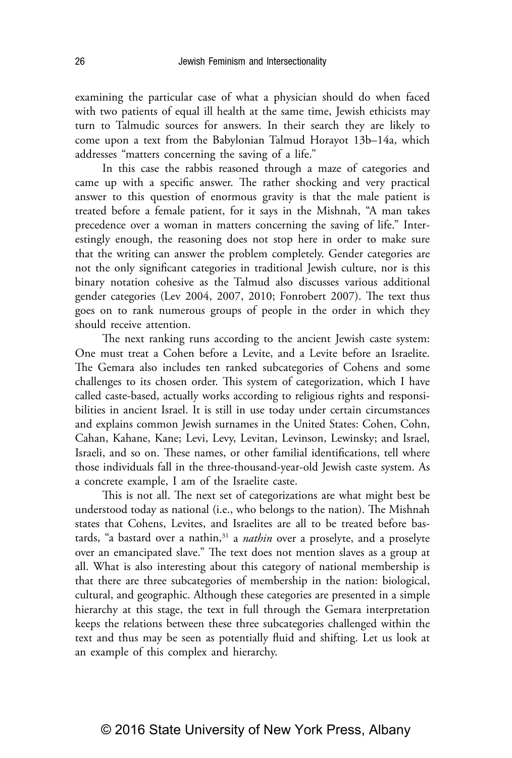examining the particular case of what a physician should do when faced with two patients of equal ill health at the same time, Jewish ethicists may turn to Talmudic sources for answers. In their search they are likely to come upon a text from the Babylonian Talmud Horayot 13b–14a, which addresses "matters concerning the saving of a life."

In this case the rabbis reasoned through a maze of categories and came up with a specific answer. The rather shocking and very practical answer to this question of enormous gravity is that the male patient is treated before a female patient, for it says in the Mishnah, "A man takes precedence over a woman in matters concerning the saving of life." Interestingly enough, the reasoning does not stop here in order to make sure that the writing can answer the problem completely. Gender categories are not the only significant categories in traditional Jewish culture, nor is this binary notation cohesive as the Talmud also discusses various additional gender categories (Lev 2004, 2007, 2010; Fonrobert 2007). The text thus goes on to rank numerous groups of people in the order in which they should receive attention.

The next ranking runs according to the ancient Jewish caste system: One must treat a Cohen before a Levite, and a Levite before an Israelite. The Gemara also includes ten ranked subcategories of Cohens and some challenges to its chosen order. This system of categorization, which I have called caste-based, actually works according to religious rights and responsibilities in ancient Israel. It is still in use today under certain circumstances and explains common Jewish surnames in the United States: Cohen, Cohn, Cahan, Kahane, Kane; Levi, Levy, Levitan, Levinson, Lewinsky; and Israel, Israeli, and so on. These names, or other familial identifications, tell where those individuals fall in the three-thousand-year-old Jewish caste system. As a concrete example, I am of the Israelite caste.

This is not all. The next set of categorizations are what might best be understood today as national (i.e., who belongs to the nation). The Mishnah states that Cohens, Levites, and Israelites are all to be treated before bastards, "a bastard over a nathin,[31] a *nathin* over a proselyte, and a proselyte over an emancipated slave." The text does not mention slaves as a group at all. What is also interesting about this category of national membership is that there are three subcategories of membership in the nation: biological, cultural, and geographic. Although these categories are presented in a simple hierarchy at this stage, the text in full through the Gemara interpretation keeps the relations between these three subcategories challenged within the text and thus may be seen as potentially fluid and shifting. Let us look at an example of this complex and hierarchy.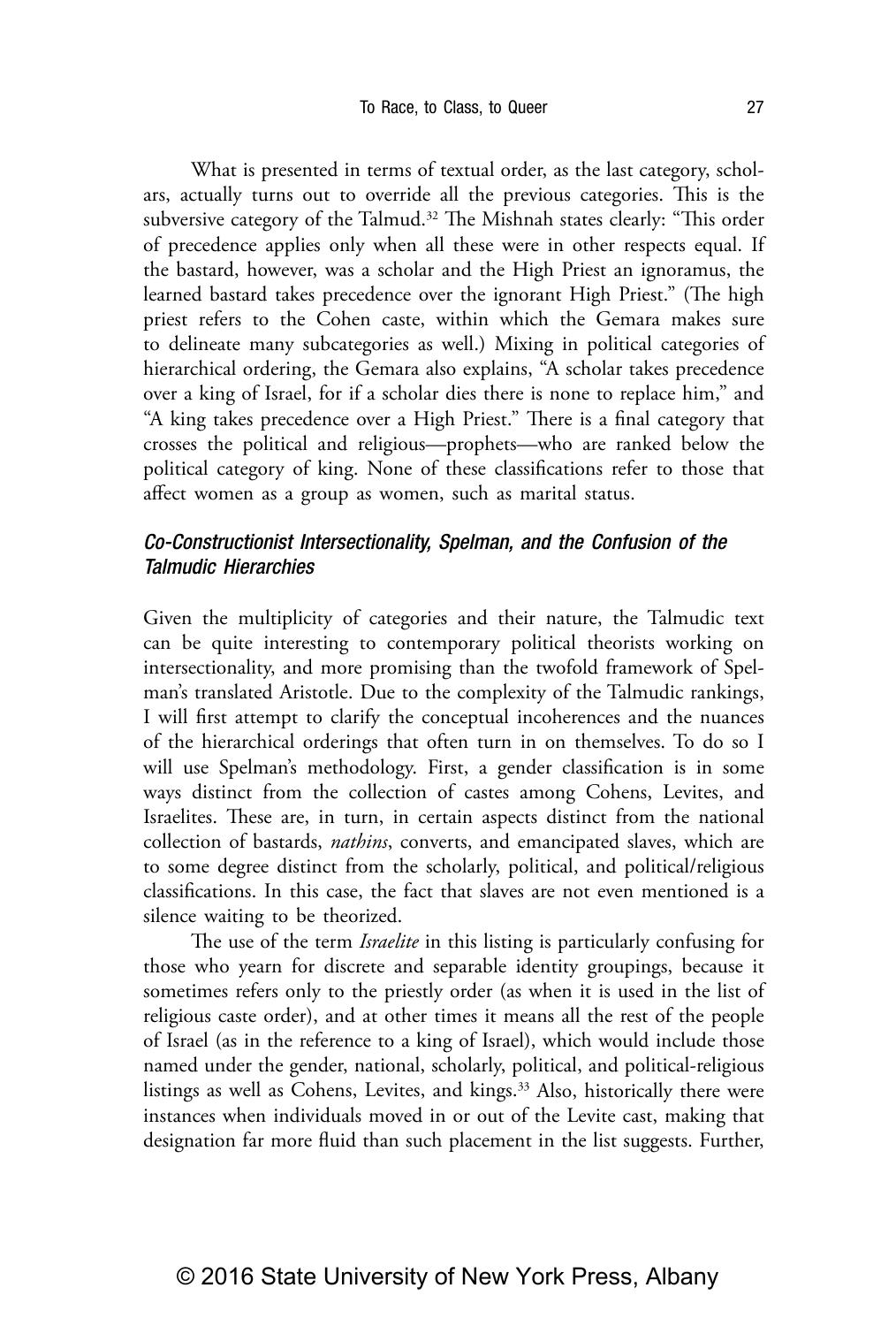What is presented in terms of textual order, as the last category, scholars, actually turns out to override all the previous categories. This is the subversive category of the Talmud.[32] The Mishnah states clearly: "This order of precedence applies only when all these were in other respects equal. If the bastard, however, was a scholar and the High Priest an ignoramus, the learned bastard takes precedence over the ignorant High Priest." (The high priest refers to the Cohen caste, within which the Gemara makes sure to delineate many subcategories as well.) Mixing in political categories of hierarchical ordering, the Gemara also explains, "A scholar takes precedence over a king of Israel, for if a scholar dies there is none to replace him," and "A king takes precedence over a High Priest." There is a final category that crosses the political and religious—prophets—who are ranked below the political category of king. None of these classifications refer to those that affect women as a group as women, such as marital status.

### *Co-Constructionist Intersectionality, Spelman, and the Confusion of the Talmudic Hierarchies*

Given the multiplicity of categories and their nature, the Talmudic text can be quite interesting to contemporary political theorists working on intersectionality, and more promising than the twofold framework of Spelman's translated Aristotle. Due to the complexity of the Talmudic rankings, I will first attempt to clarify the conceptual incoherences and the nuances of the hierarchical orderings that often turn in on themselves. To do so I will use Spelman's methodology. First, a gender classification is in some ways distinct from the collection of castes among Cohens, Levites, and Israelites. These are, in turn, in certain aspects distinct from the national collection of bastards, *nathins*, converts, and emancipated slaves, which are to some degree distinct from the scholarly, political, and political/religious classifications. In this case, the fact that slaves are not even mentioned is a silence waiting to be theorized.

The use of the term *Israelite* in this listing is particularly confusing for those who yearn for discrete and separable identity groupings, because it sometimes refers only to the priestly order (as when it is used in the list of religious caste order), and at other times it means all the rest of the people of Israel (as in the reference to a king of Israel), which would include those named under the gender, national, scholarly, political, and political-religious listings as well as Cohens, Levites, and kings.[33] Also, historically there were instances when individuals moved in or out of the Levite cast, making that designation far more fluid than such placement in the list suggests. Further,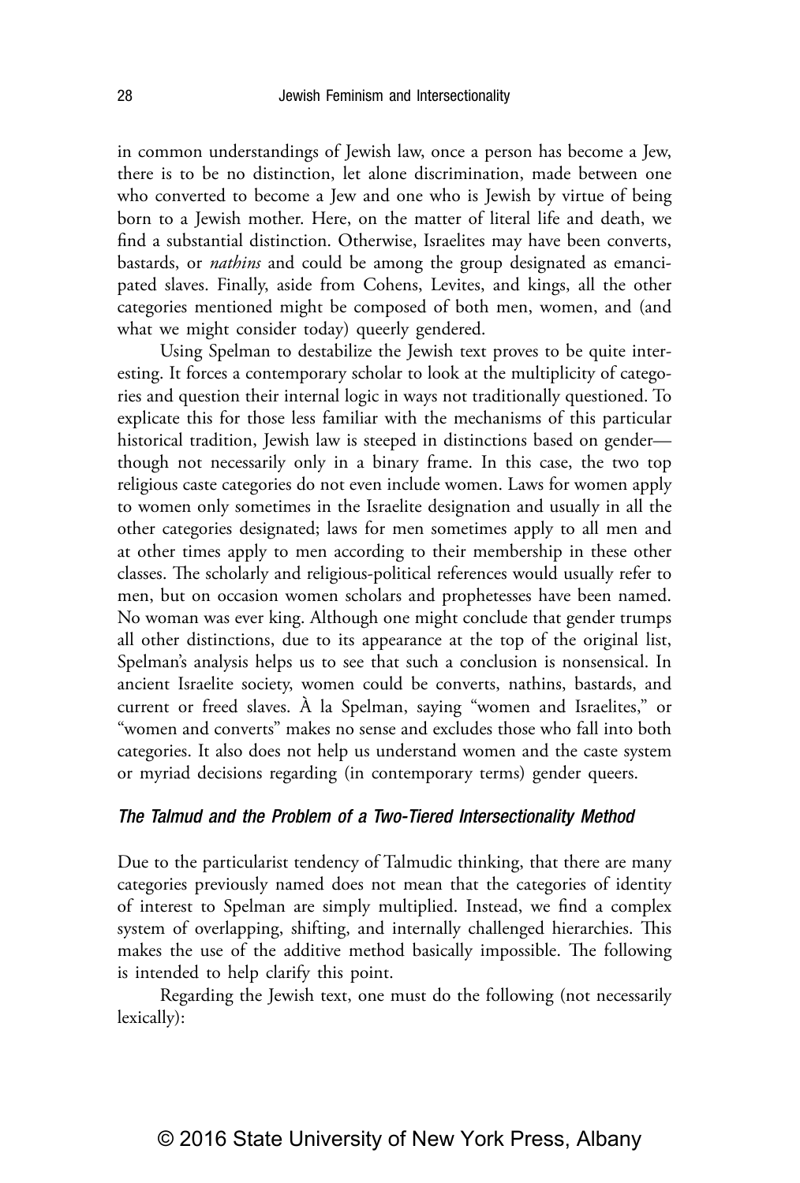in common understandings of Jewish law, once a person has become a Jew, there is to be no distinction, let alone discrimination, made between one who converted to become a Jew and one who is Jewish by virtue of being born to a Jewish mother. Here, on the matter of literal life and death, we find a substantial distinction. Otherwise, Israelites may have been converts, bastards, or *nathins* and could be among the group designated as emancipated slaves. Finally, aside from Cohens, Levites, and kings, all the other categories mentioned might be composed of both men, women, and (and what we might consider today) queerly gendered.

Using Spelman to destabilize the Jewish text proves to be quite interesting. It forces a contemporary scholar to look at the multiplicity of categories and question their internal logic in ways not traditionally questioned. To explicate this for those less familiar with the mechanisms of this particular historical tradition, Jewish law is steeped in distinctions based on gender—though not necessarily only in a binary frame. In this case, the two top religious caste categories do not even include women. Laws for women apply to women only sometimes in the Israelite designation and usually in all the other categories designated; laws for men sometimes apply to all men and at other times apply to men according to their membership in these other classes. The scholarly and religious-political references would usually refer to men, but on occasion women scholars and prophetesses have been named. No woman was ever king. Although one might conclude that gender trumps all other distinctions, due to its appearance at the top of the original list, Spelman's analysis helps us to see that such a conclusion is nonsensical. In ancient Israelite society, women could be converts, nathins, bastards, and current or freed slaves. À la Spelman, saying "women and Israelites," or "women and converts" makes no sense and excludes those who fall into both categories. It also does not help us understand women and the caste system or myriad decisions regarding (in contemporary terms) gender queers.

### *The Talmud and the Problem of a Two-Tiered Intersectionality Method*

Due to the particularist tendency of Talmudic thinking, that there are many categories previously named does not mean that the categories of identity of interest to Spelman are simply multiplied. Instead, we find a complex system of overlapping, shifting, and internally challenged hierarchies. This makes the use of the additive method basically impossible. The following is intended to help clarify this point.

Regarding the Jewish text, one must do the following (not necessarily lexically):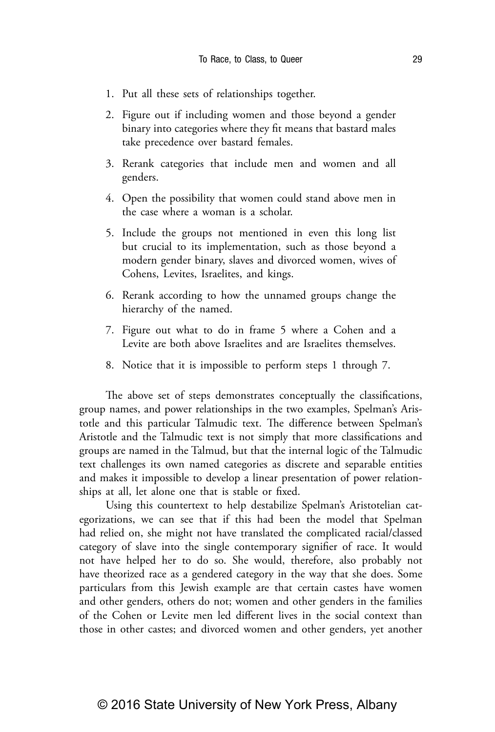1. Put all these sets of relationships together.
2. Figure out if including women and those beyond a gender binary into categories where they fit means that bastard males take precedence over bastard females.
3. Rerank categories that include men and women and all genders.
4. Open the possibility that women could stand above men in the case where a woman is a scholar.
5. Include the groups not mentioned in even this long list but crucial to its implementation, such as those beyond a modern gender binary, slaves and divorced women, wives of Cohens, Levites, Israelites, and kings.
6. Rerank according to how the unnamed groups change the hierarchy of the named.
7. Figure out what to do in frame 5 where a Cohen and a Levite are both above Israelites and are Israelites themselves.
8. Notice that it is impossible to perform steps 1 through 7.

The above set of steps demonstrates conceptually the classifications, group names, and power relationships in the two examples, Spelman's Aristotle and this particular Talmudic text. The difference between Spelman's Aristotle and the Talmudic text is not simply that more classifications and groups are named in the Talmud, but that the internal logic of the Talmudic text challenges its own named categories as discrete and separable entities and makes it impossible to develop a linear presentation of power relationships at all, let alone one that is stable or fixed.

Using this countertext to help destabilize Spelman's Aristotelian categorizations, we can see that if this had been the model that Spelman had relied on, she might not have translated the complicated racial/classed category of slave into the single contemporary signifier of race. It would not have helped her to do so. She would, therefore, also probably not have theorized race as a gendered category in the way that she does. Some particulars from this Jewish example are that certain castes have women and other genders, others do not; women and other genders in the families of the Cohen or Levite men led different lives in the social context than those in other castes; and divorced women and other genders, yet another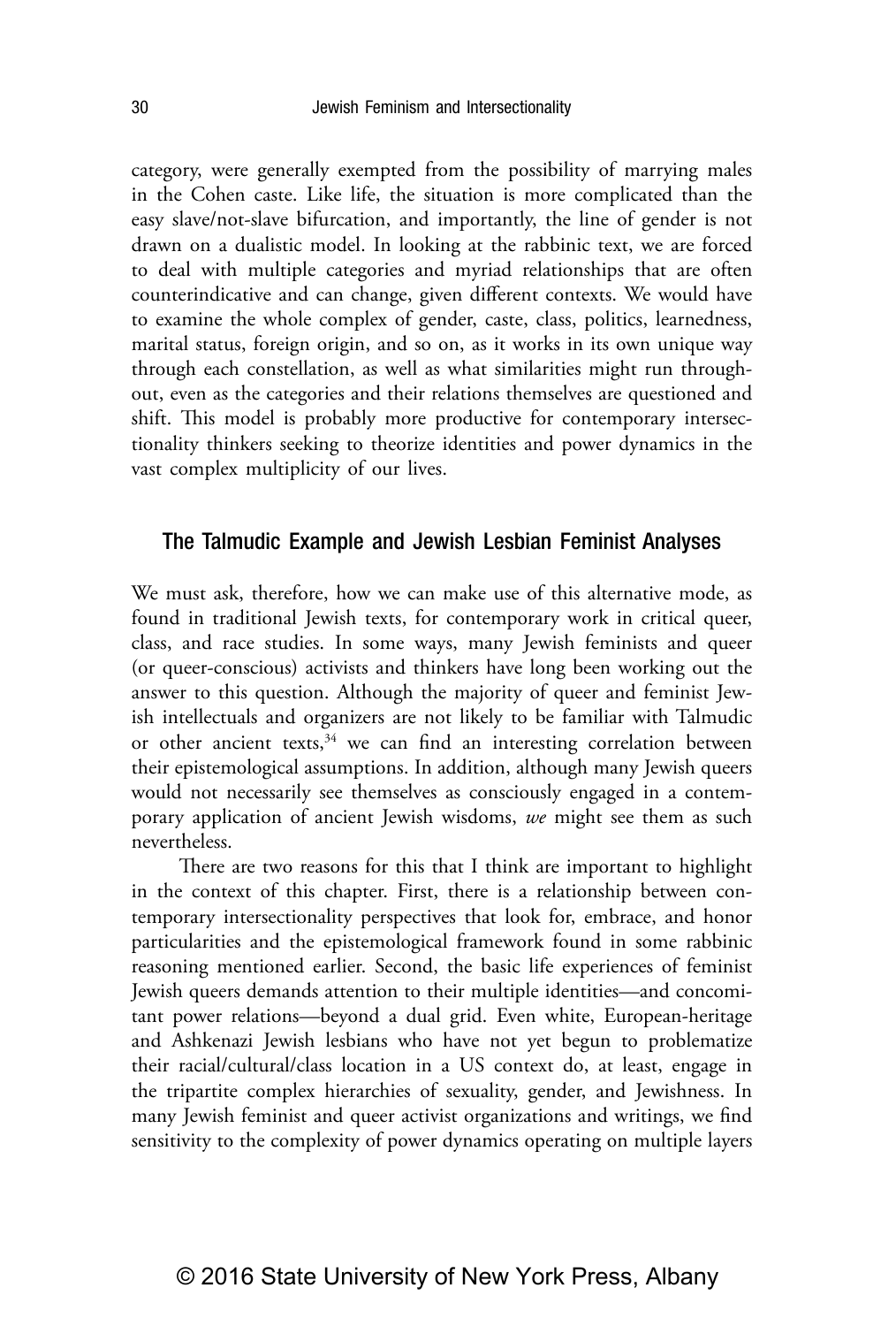category, were generally exempted from the possibility of marrying males in the Cohen caste. Like life, the situation is more complicated than the easy slave/not-slave bifurcation, and importantly, the line of gender is not drawn on a dualistic model. In looking at the rabbinic text, we are forced to deal with multiple categories and myriad relationships that are often counterindicative and can change, given different contexts. We would have to examine the whole complex of gender, caste, class, politics, learnedness, marital status, foreign origin, and so on, as it works in its own unique way through each constellation, as well as what similarities might run throughout, even as the categories and their relations themselves are questioned and shift. This model is probably more productive for contemporary intersectionality thinkers seeking to theorize identities and power dynamics in the vast complex multiplicity of our lives.

## The Talmudic Example and Jewish Lesbian Feminist Analyses

We must ask, therefore, how we can make use of this alternative mode, as found in traditional Jewish texts, for contemporary work in critical queer, class, and race studies. In some ways, many Jewish feminists and queer (or queer-conscious) activists and thinkers have long been working out the answer to this question. Although the majority of queer and feminist Jewish intellectuals and organizers are not likely to be familiar with Talmudic or other ancient texts,[34] we can find an interesting correlation between their epistemological assumptions. In addition, although many Jewish queers would not necessarily see themselves as consciously engaged in a contemporary application of ancient Jewish wisdoms, *we* might see them as such nevertheless.

There are two reasons for this that I think are important to highlight in the context of this chapter. First, there is a relationship between contemporary intersectionality perspectives that look for, embrace, and honor particularities and the epistemological framework found in some rabbinic reasoning mentioned earlier. Second, the basic life experiences of feminist Jewish queers demands attention to their multiple identities—and concomitant power relations—beyond a dual grid. Even white, European-heritage and Ashkenazi Jewish lesbians who have not yet begun to problematize their racial/cultural/class location in a US context do, at least, engage in the tripartite complex hierarchies of sexuality, gender, and Jewishness. In many Jewish feminist and queer activist organizations and writings, we find sensitivity to the complexity of power dynamics operating on multiple layers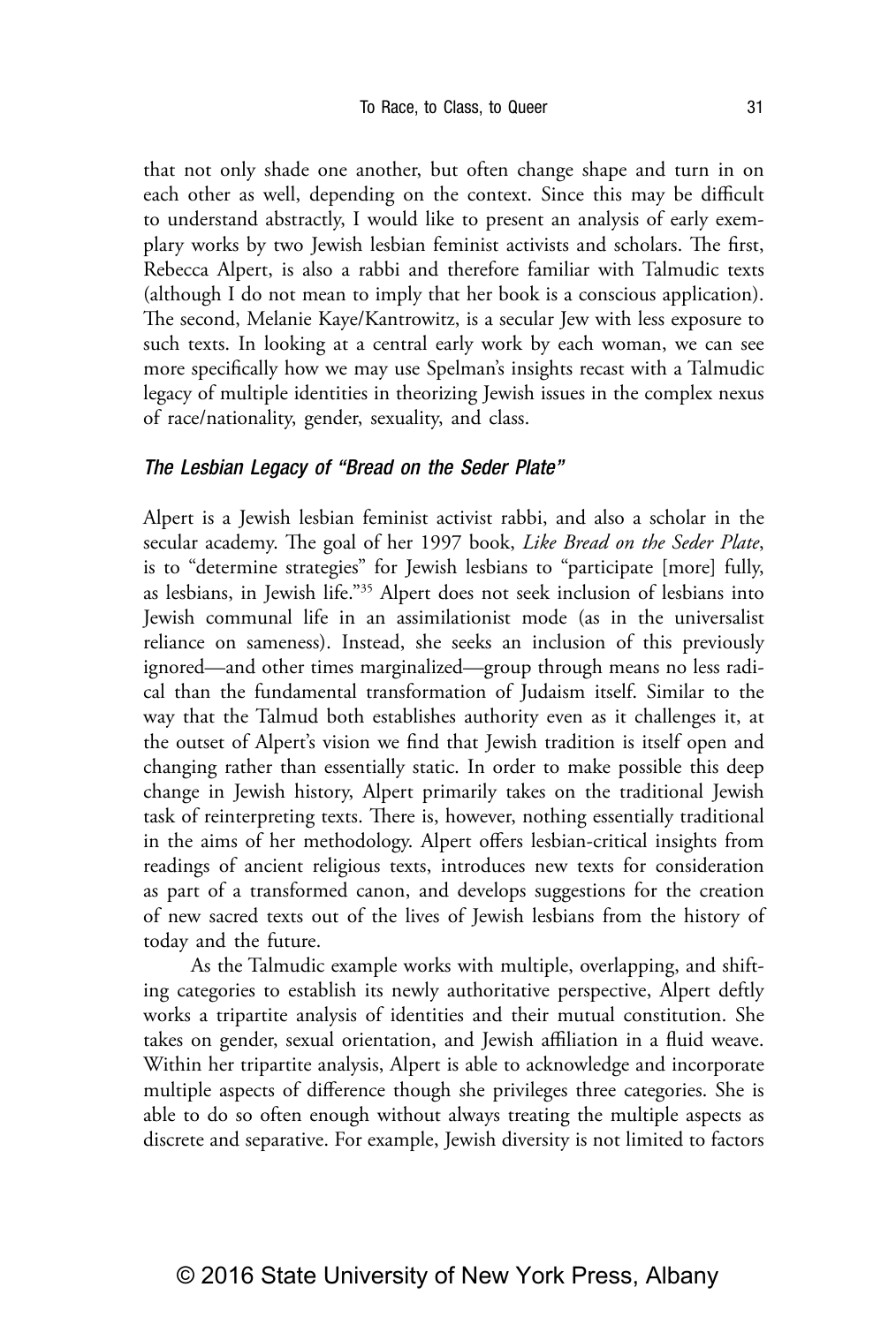that not only shade one another, but often change shape and turn in on each other as well, depending on the context. Since this may be difficult to understand abstractly, I would like to present an analysis of early exemplary works by two Jewish lesbian feminist activists and scholars. The first, Rebecca Alpert, is also a rabbi and therefore familiar with Talmudic texts (although I do not mean to imply that her book is a conscious application). The second, Melanie Kaye/Kantrowitz, is a secular Jew with less exposure to such texts. In looking at a central early work by each woman, we can see more specifically how we may use Spelman's insights recast with a Talmudic legacy of multiple identities in theorizing Jewish issues in the complex nexus of race/nationality, gender, sexuality, and class.

### *The Lesbian Legacy of "Bread on the Seder Plate"*

Alpert is a Jewish lesbian feminist activist rabbi, and also a scholar in the secular academy. The goal of her 1997 book, *Like Bread on the Seder Plate*, is to "determine strategies" for Jewish lesbians to "participate [more] fully, as lesbians, in Jewish life."[35] Alpert does not seek inclusion of lesbians into Jewish communal life in an assimilationist mode (as in the universalist reliance on sameness). Instead, she seeks an inclusion of this previously ignored—and other times marginalized—group through means no less radical than the fundamental transformation of Judaism itself. Similar to the way that the Talmud both establishes authority even as it challenges it, at the outset of Alpert's vision we find that Jewish tradition is itself open and changing rather than essentially static. In order to make possible this deep change in Jewish history, Alpert primarily takes on the traditional Jewish task of reinterpreting texts. There is, however, nothing essentially traditional in the aims of her methodology. Alpert offers lesbian-critical insights from readings of ancient religious texts, introduces new texts for consideration as part of a transformed canon, and develops suggestions for the creation of new sacred texts out of the lives of Jewish lesbians from the history of today and the future.

As the Talmudic example works with multiple, overlapping, and shifting categories to establish its newly authoritative perspective, Alpert deftly works a tripartite analysis of identities and their mutual constitution. She takes on gender, sexual orientation, and Jewish affiliation in a fluid weave. Within her tripartite analysis, Alpert is able to acknowledge and incorporate multiple aspects of difference though she privileges three categories. She is able to do so often enough without always treating the multiple aspects as discrete and separative. For example, Jewish diversity is not limited to factors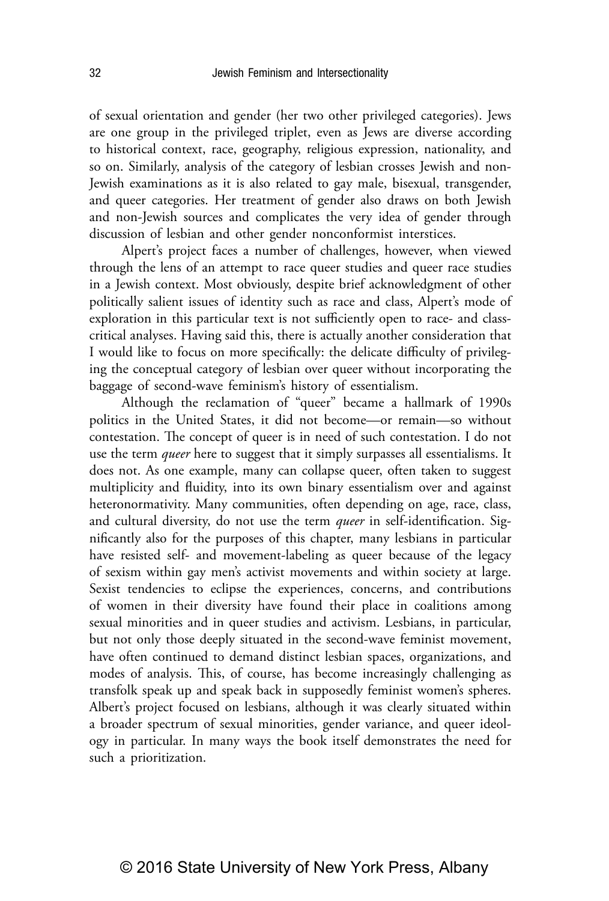of sexual orientation and gender (her two other privileged categories). Jews are one group in the privileged triplet, even as Jews are diverse according to historical context, race, geography, religious expression, nationality, and so on. Similarly, analysis of the category of lesbian crosses Jewish and non-Jewish examinations as it is also related to gay male, bisexual, transgender, and queer categories. Her treatment of gender also draws on both Jewish and non-Jewish sources and complicates the very idea of gender through discussion of lesbian and other gender nonconformist interstices.

Alpert's project faces a number of challenges, however, when viewed through the lens of an attempt to race queer studies and queer race studies in a Jewish context. Most obviously, despite brief acknowledgment of other politically salient issues of identity such as race and class, Alpert's mode of exploration in this particular text is not sufficiently open to race- and class-critical analyses. Having said this, there is actually another consideration that I would like to focus on more specifically: the delicate difficulty of privileging the conceptual category of lesbian over queer without incorporating the baggage of second-wave feminism's history of essentialism.

Although the reclamation of "queer" became a hallmark of 1990s politics in the United States, it did not become—or remain—so without contestation. The concept of queer is in need of such contestation. I do not use the term *queer* here to suggest that it simply surpasses all essentialisms. It does not. As one example, many can collapse queer, often taken to suggest multiplicity and fluidity, into its own binary essentialism over and against heteronormativity. Many communities, often depending on age, race, class, and cultural diversity, do not use the term *queer* in self-identification. Significantly also for the purposes of this chapter, many lesbians in particular have resisted self- and movement-labeling as queer because of the legacy of sexism within gay men's activist movements and within society at large. Sexist tendencies to eclipse the experiences, concerns, and contributions of women in their diversity have found their place in coalitions among sexual minorities and in queer studies and activism. Lesbians, in particular, but not only those deeply situated in the second-wave feminist movement, have often continued to demand distinct lesbian spaces, organizations, and modes of analysis. This, of course, has become increasingly challenging as transfolk speak up and speak back in supposedly feminist women's spheres. Albert's project focused on lesbians, although it was clearly situated within a broader spectrum of sexual minorities, gender variance, and queer ideology in particular. In many ways the book itself demonstrates the need for such a prioritization.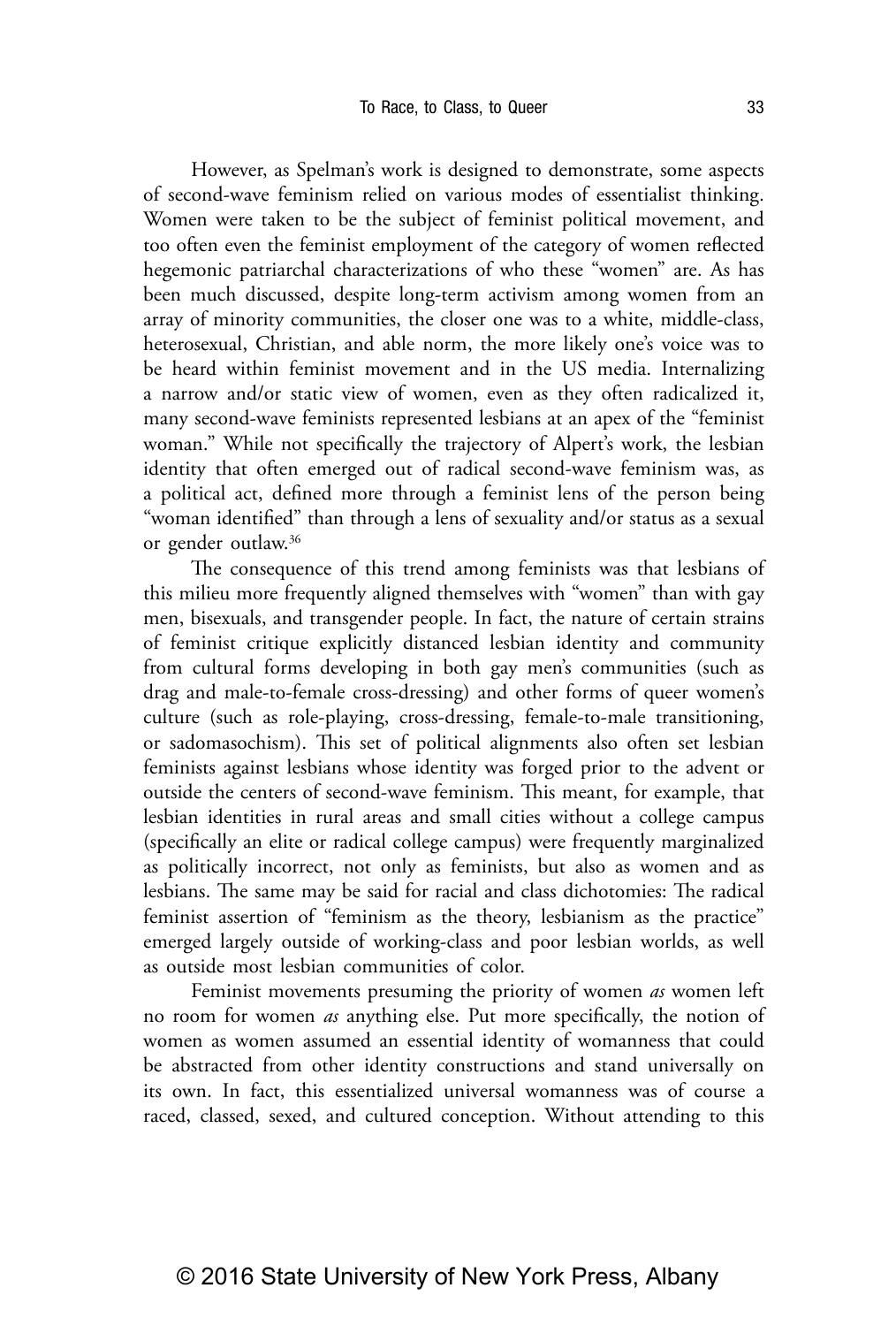However, as Spelman's work is designed to demonstrate, some aspects of second-wave feminism relied on various modes of essentialist thinking. Women were taken to be the subject of feminist political movement, and too often even the feminist employment of the category of women reflected hegemonic patriarchal characterizations of who these "women" are. As has been much discussed, despite long-term activism among women from an array of minority communities, the closer one was to a white, middle-class, heterosexual, Christian, and able norm, the more likely one's voice was to be heard within feminist movement and in the US media. Internalizing a narrow and/or static view of women, even as they often radicalized it, many second-wave feminists represented lesbians at an apex of the "feminist woman." While not specifically the trajectory of Alpert's work, the lesbian identity that often emerged out of radical second-wave feminism was, as a political act, defined more through a feminist lens of the person being "woman identified" than through a lens of sexuality and/or status as a sexual or gender outlaw.[36]

The consequence of this trend among feminists was that lesbians of this milieu more frequently aligned themselves with "women" than with gay men, bisexuals, and transgender people. In fact, the nature of certain strains of feminist critique explicitly distanced lesbian identity and community from cultural forms developing in both gay men's communities (such as drag and male-to-female cross-dressing) and other forms of queer women's culture (such as role-playing, cross-dressing, female-to-male transitioning, or sadomasochism). This set of political alignments also often set lesbian feminists against lesbians whose identity was forged prior to the advent or outside the centers of second-wave feminism. This meant, for example, that lesbian identities in rural areas and small cities without a college campus (specifically an elite or radical college campus) were frequently marginalized as politically incorrect, not only as feminists, but also as women and as lesbians. The same may be said for racial and class dichotomies: The radical feminist assertion of "feminism as the theory, lesbianism as the practice" emerged largely outside of working-class and poor lesbian worlds, as well as outside most lesbian communities of color.

Feminist movements presuming the priority of women *as* women left no room for women *as* anything else. Put more specifically, the notion of women as women assumed an essential identity of womanness that could be abstracted from other identity constructions and stand universally on its own. In fact, this essentialized universal womanness was of course a raced, classed, sexed, and cultured conception. Without attending to this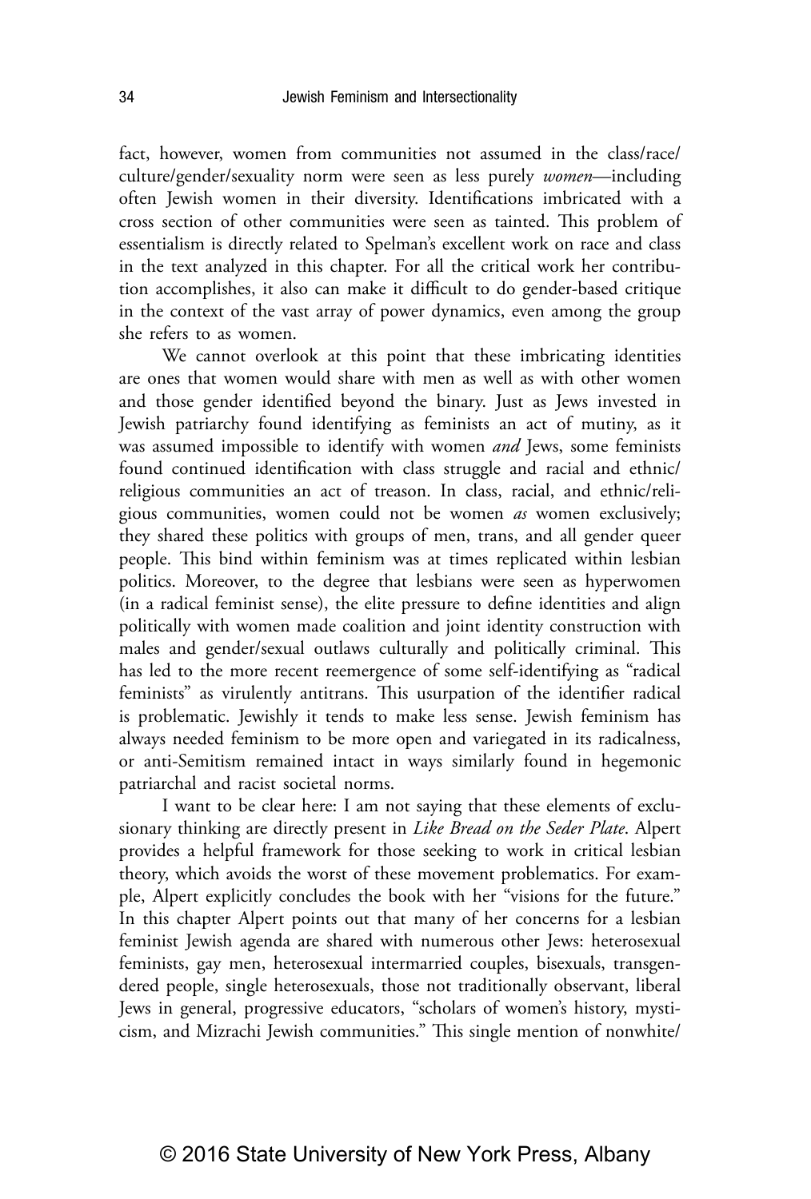fact, however, women from communities not assumed in the class/race/culture/gender/sexuality norm were seen as less purely *women*—including often Jewish women in their diversity. Identifications imbricated with a cross section of other communities were seen as tainted. This problem of essentialism is directly related to Spelman's excellent work on race and class in the text analyzed in this chapter. For all the critical work her contribution accomplishes, it also can make it difficult to do gender-based critique in the context of the vast array of power dynamics, even among the group she refers to as women.

We cannot overlook at this point that these imbricating identities are ones that women would share with men as well as with other women and those gender identified beyond the binary. Just as Jews invested in Jewish patriarchy found identifying as feminists an act of mutiny, as it was assumed impossible to identify with women *and* Jews, some feminists found continued identification with class struggle and racial and ethnic/religious communities an act of treason. In class, racial, and ethnic/religious communities, women could not be women *as* women exclusively; they shared these politics with groups of men, trans, and all gender queer people. This bind within feminism was at times replicated within lesbian politics. Moreover, to the degree that lesbians were seen as hyperwomen (in a radical feminist sense), the elite pressure to define identities and align politically with women made coalition and joint identity construction with males and gender/sexual outlaws culturally and politically criminal. This has led to the more recent reemergence of some self-identifying as "radical feminists" as virulently antitrans. This usurpation of the identifier radical is problematic. Jewishly it tends to make less sense. Jewish feminism has always needed feminism to be more open and variegated in its radicalness, or anti-Semitism remained intact in ways similarly found in hegemonic patriarchal and racist societal norms.

I want to be clear here: I am not saying that these elements of exclusionary thinking are directly present in *Like Bread on the Seder Plate*. Alpert provides a helpful framework for those seeking to work in critical lesbian theory, which avoids the worst of these movement problematics. For example, Alpert explicitly concludes the book with her "visions for the future." In this chapter Alpert points out that many of her concerns for a lesbian feminist Jewish agenda are shared with numerous other Jews: heterosexual feminists, gay men, heterosexual intermarried couples, bisexuals, transgendered people, single heterosexuals, those not traditionally observant, liberal Jews in general, progressive educators, "scholars of women's history, mysticism, and Mizrachi Jewish communities." This single mention of nonwhite/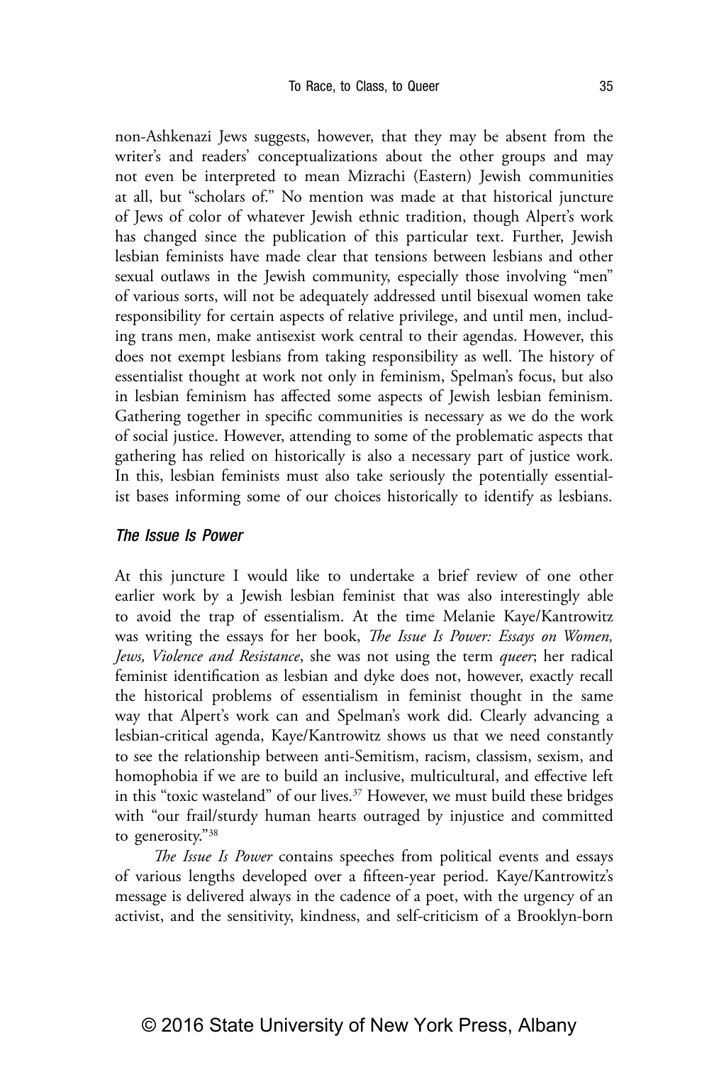non-Ashkenazi Jews suggests, however, that they may be absent from the writer's and readers' conceptualizations about the other groups and may not even be interpreted to mean Mizrachi (Eastern) Jewish communities at all, but "scholars of." No mention was made at that historical juncture of Jews of color of whatever Jewish ethnic tradition, though Alpert's work has changed since the publication of this particular text. Further, Jewish lesbian feminists have made clear that tensions between lesbians and other sexual outlaws in the Jewish community, especially those involving "men" of various sorts, will not be adequately addressed until bisexual women take responsibility for certain aspects of relative privilege, and until men, including trans men, make antisexist work central to their agendas. However, this does not exempt lesbians from taking responsibility as well. The history of essentialist thought at work not only in feminism, Spelman's focus, but also in lesbian feminism has affected some aspects of Jewish lesbian feminism. Gathering together in specific communities is necessary as we do the work of social justice. However, attending to some of the problematic aspects that gathering has relied on historically is also a necessary part of justice work. In this, lesbian feminists must also take seriously the potentially essentialist bases informing some of our choices historically to identify as lesbians.

### *The Issue Is Power*

At this juncture I would like to undertake a brief review of one other earlier work by a Jewish lesbian feminist that was also interestingly able to avoid the trap of essentialism. At the time Melanie Kaye/Kantrowitz was writing the essays for her book, *The Issue Is Power: Essays on Women, Jews, Violence and Resistance*, she was not using the term *queer*; her radical feminist identification as lesbian and dyke does not, however, exactly recall the historical problems of essentialism in feminist thought in the same way that Alpert's work can and Spelman's work did. Clearly advancing a lesbian-critical agenda, Kaye/Kantrowitz shows us that we need constantly to see the relationship between anti-Semitism, racism, classism, sexism, and homophobia if we are to build an inclusive, multicultural, and effective left in this "toxic wasteland" of our lives.[37] However, we must build these bridges with "our frail/sturdy human hearts outraged by injustice and committed to generosity."[38]

*The Issue Is Power* contains speeches from political events and essays of various lengths developed over a fifteen-year period. Kaye/Kantrowitz's message is delivered always in the cadence of a poet, with the urgency of an activist, and the sensitivity, kindness, and self-criticism of a Brooklyn-born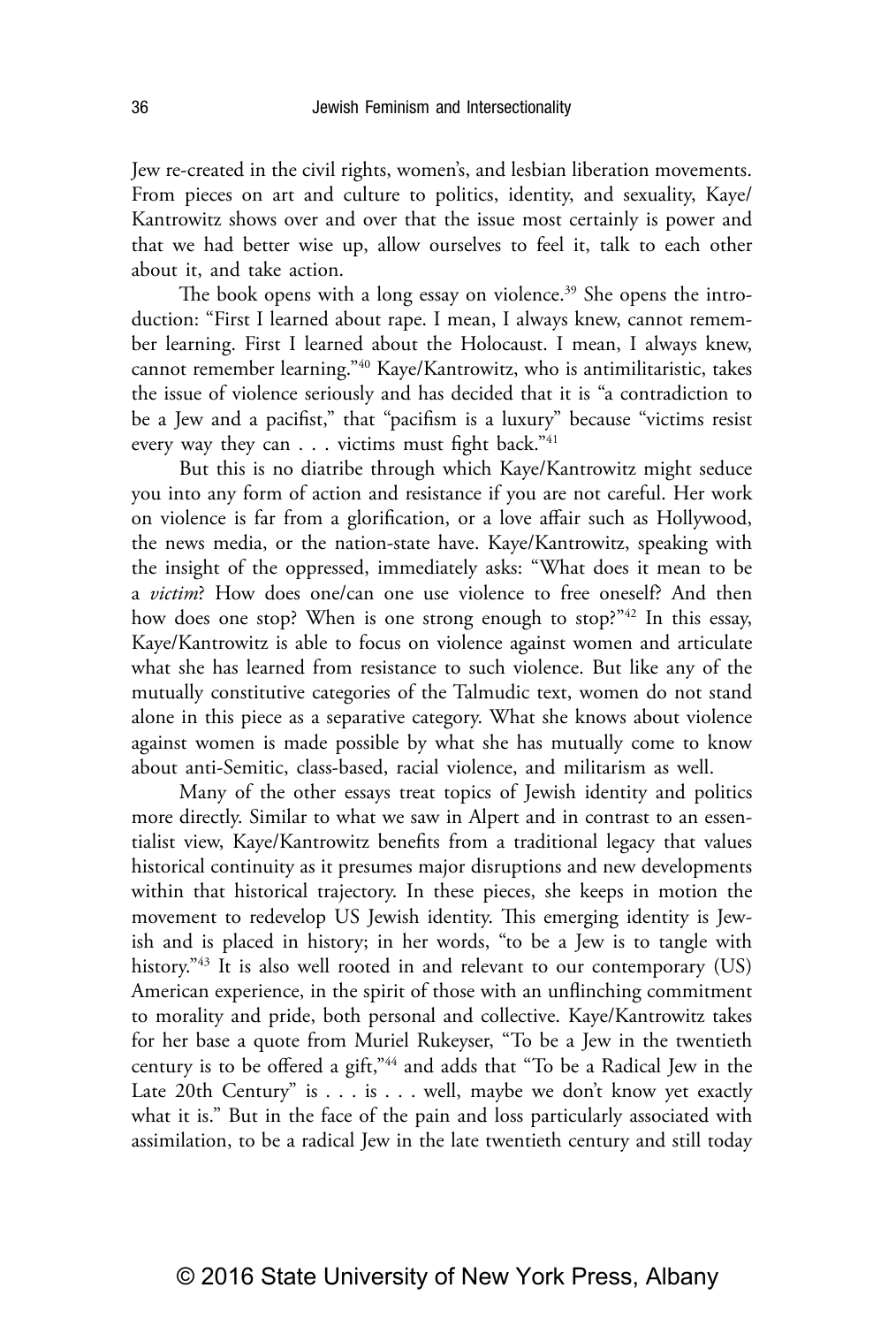Jew re-created in the civil rights, women's, and lesbian liberation movements. From pieces on art and culture to politics, identity, and sexuality, Kaye/Kantrowitz shows over and over that the issue most certainly is power and that we had better wise up, allow ourselves to feel it, talk to each other about it, and take action.

The book opens with a long essay on violence.[39] She opens the introduction: "First I learned about rape. I mean, I always knew, cannot remember learning. First I learned about the Holocaust. I mean, I always knew, cannot remember learning."[40] Kaye/Kantrowitz, who is antimilitaristic, takes the issue of violence seriously and has decided that it is "a contradiction to be a Jew and a pacifist," that "pacifism is a luxury" because "victims resist every way they can . . . victims must fight back."[41]

But this is no diatribe through which Kaye/Kantrowitz might seduce you into any form of action and resistance if you are not careful. Her work on violence is far from a glorification, or a love affair such as Hollywood, the news media, or the nation-state have. Kaye/Kantrowitz, speaking with the insight of the oppressed, immediately asks: "What does it mean to be a *victim*? How does one/can one use violence to free oneself? And then how does one stop? When is one strong enough to stop?"[42] In this essay, Kaye/Kantrowitz is able to focus on violence against women and articulate what she has learned from resistance to such violence. But like any of the mutually constitutive categories of the Talmudic text, women do not stand alone in this piece as a separative category. What she knows about violence against women is made possible by what she has mutually come to know about anti-Semitic, class-based, racial violence, and militarism as well.

Many of the other essays treat topics of Jewish identity and politics more directly. Similar to what we saw in Alpert and in contrast to an essentialist view, Kaye/Kantrowitz benefits from a traditional legacy that values historical continuity as it presumes major disruptions and new developments within that historical trajectory. In these pieces, she keeps in motion the movement to redevelop US Jewish identity. This emerging identity is Jewish and is placed in history; in her words, "to be a Jew is to tangle with history."[43] It is also well rooted in and relevant to our contemporary (US) American experience, in the spirit of those with an unflinching commitment to morality and pride, both personal and collective. Kaye/Kantrowitz takes for her base a quote from Muriel Rukeyser, "To be a Jew in the twentieth century is to be offered a gift,"[44] and adds that "To be a Radical Jew in the Late 20th Century" is . . . is . . . well, maybe we don't know yet exactly what it is." But in the face of the pain and loss particularly associated with assimilation, to be a radical Jew in the late twentieth century and still today